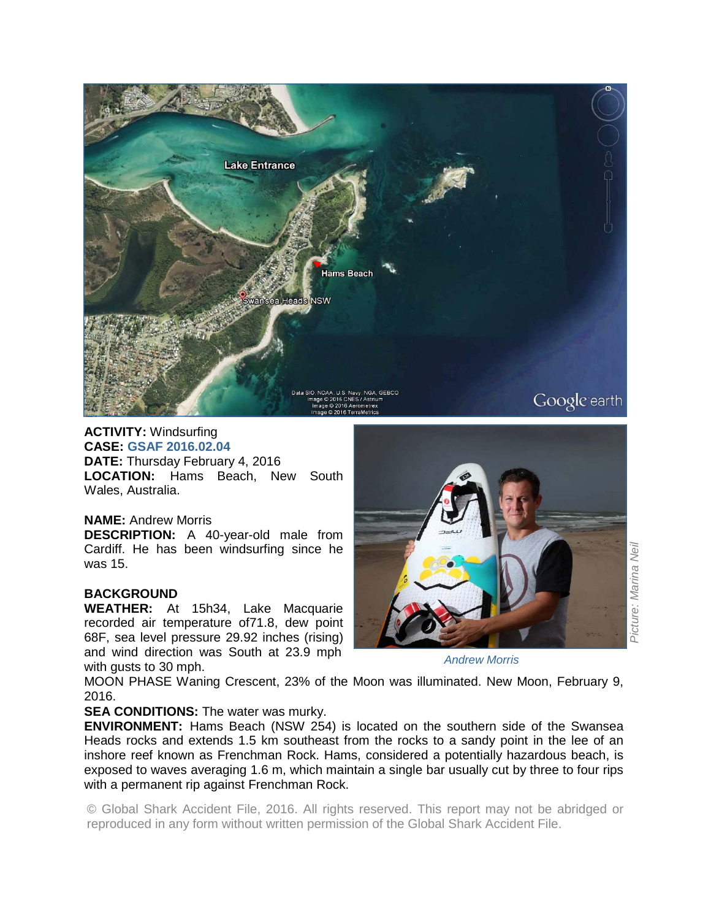**ACTIVITY:** Windsurfing
**CASE:** GSAF 2016.02.04
**DATE:** Thursday February 4, 2016
**LOCATION:** Hams Beach, New South Wales, Australia.

**NAME:** Andrew Morris
**DESCRIPTION:** A 40-year-old male from Cardiff. He has been windsurfing since he was 15.

*Andrew Morris*

*Picture: Marina Neil*

**BACKGROUND**

**WEATHER:** At 15h34, Lake Macquarie recorded air temperature of71.8, dew point 68F, sea level pressure 29.92 inches (rising) and wind direction was South at 23.9 mph with gusts to 30 mph.

MOON PHASE Waning Crescent, 23% of the Moon was illuminated. New Moon, February 9, 2016.

**SEA CONDITIONS:** The water was murky.

**ENVIRONMENT:** Hams Beach (NSW 254) is located on the southern side of the Swansea Heads rocks and extends 1.5 km southeast from the rocks to a sandy point in the lee of an inshore reef known as Frenchman Rock. Hams, considered a potentially hazardous beach, is exposed to waves averaging 1.6 m, which maintain a single bar usually cut by three to four rips with a permanent rip against Frenchman Rock.

© Global Shark Accident File, 2016. All rights reserved. This report may not be abridged or reproduced in any form without written permission of the Global Shark Accident File.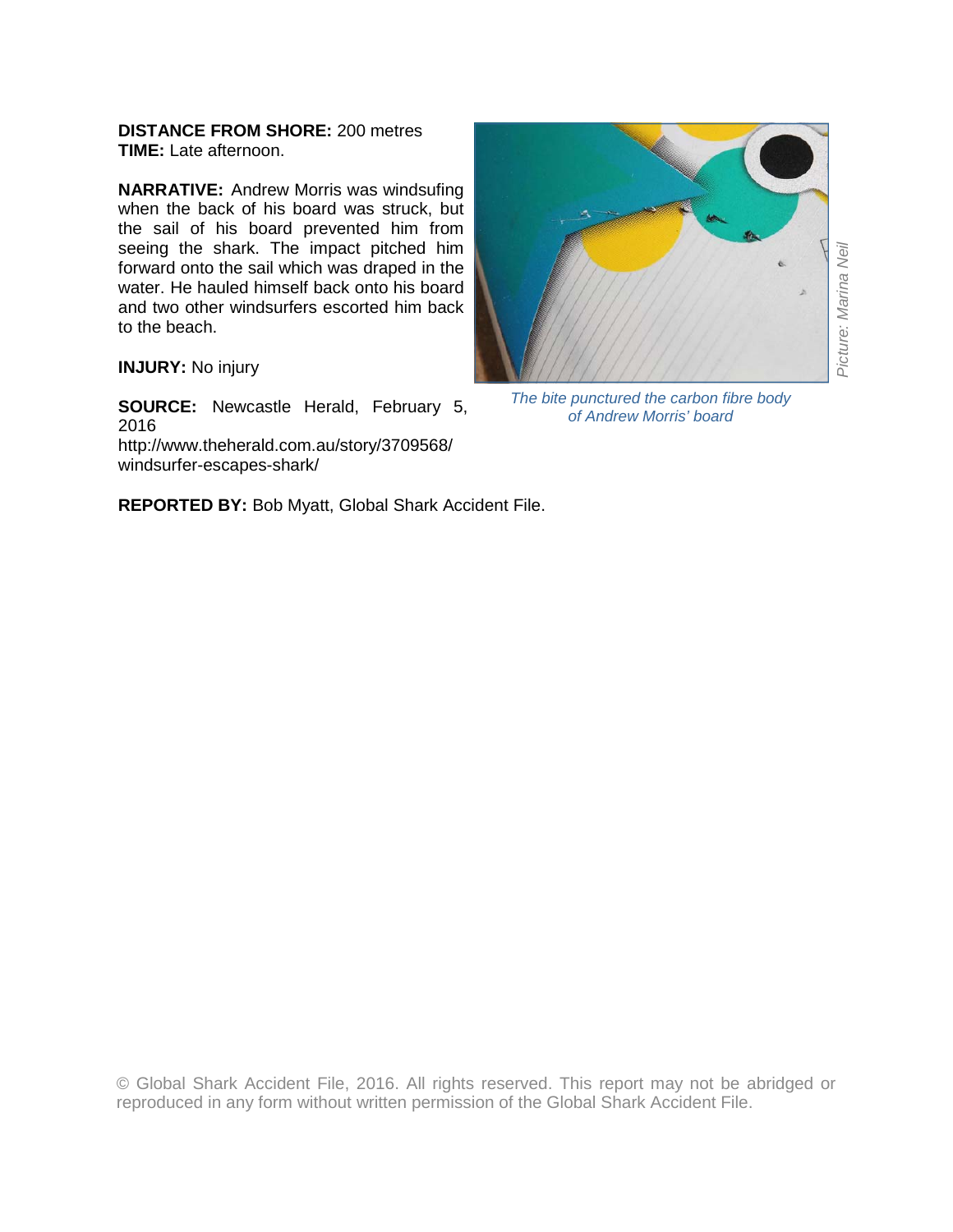**DISTANCE FROM SHORE:** 200 metres
**TIME:** Late afternoon.

**NARRATIVE:** Andrew Morris was windsufing when the back of his board was struck, but the sail of his board prevented him from seeing the shark. The impact pitched him forward onto the sail which was draped in the water. He hauled himself back onto his board and two other windsurfers escorted him back to the beach.

**INJURY:** No injury

**SOURCE:** Newcastle Herald, February 5, 2016
http://www.theherald.com.au/story/3709568/windsurfer-escapes-shark/

*The bite punctured the carbon fibre body of Andrew Morris' board*

*Picture: Marina Neil*

**REPORTED BY:** Bob Myatt, Global Shark Accident File.

© Global Shark Accident File, 2016. All rights reserved. This report may not be abridged or reproduced in any form without written permission of the Global Shark Accident File.